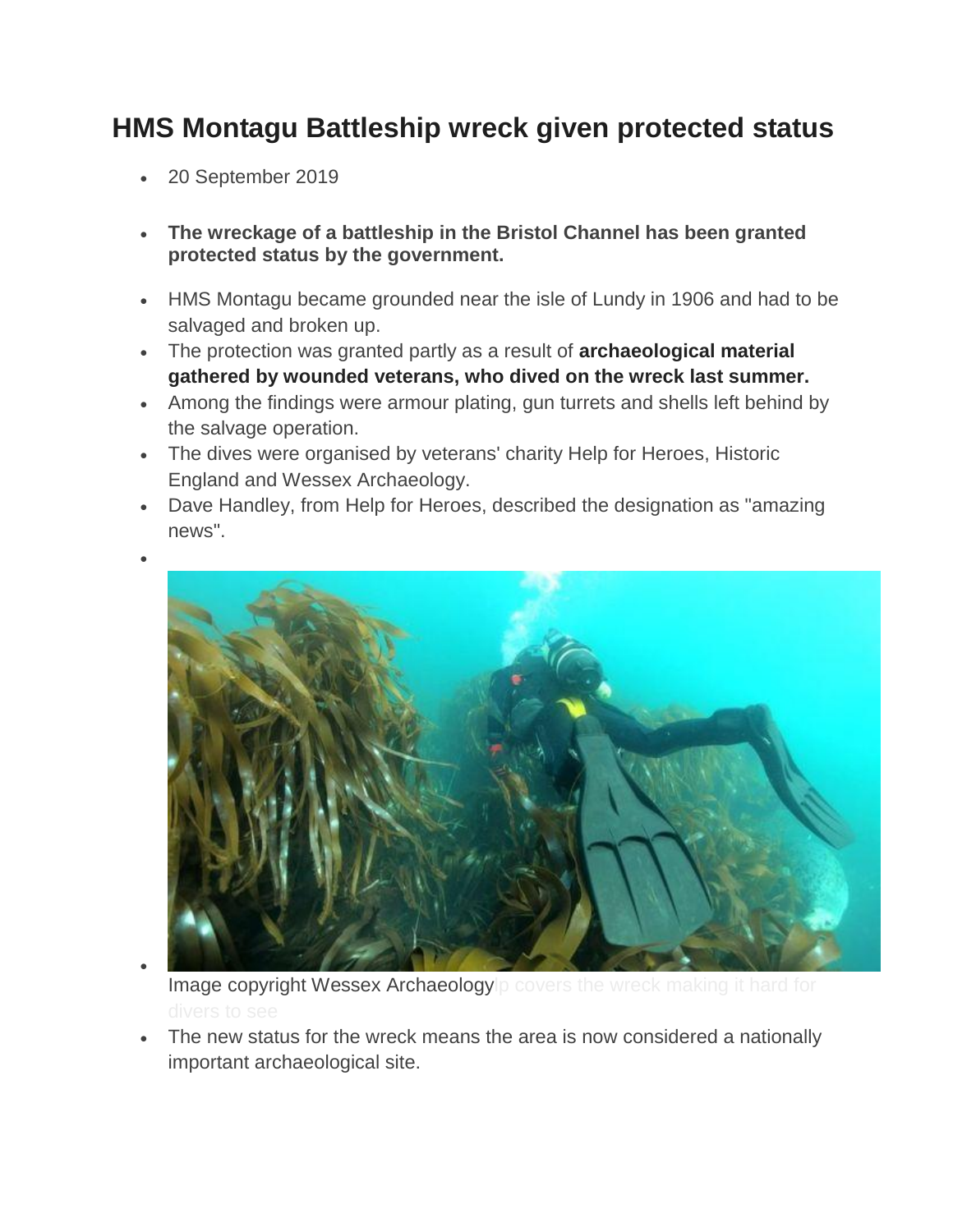# HMS Montagu Battleship wreck given protected status

- 20 September 2019

- **The wreckage of a battleship in the Bristol Channel has been granted protected status by the government.**

- HMS Montagu became grounded near the isle of Lundy in 1906 and had to be salvaged and broken up.
- The protection was granted partly as a result of **archaeological material gathered by wounded veterans, who dived on the wreck last summer.**
- Among the findings were armour plating, gun turrets and shells left behind by the salvage operation.
- The dives were organised by veterans' charity Help for Heroes, Historic England and Wessex Archaeology.
- Dave Handley, from Help for Heroes, described the designation as "amazing news".
- Image copyright Wessex Archaeologylp covers the wreck making it hard for divers to see
- The new status for the wreck means the area is now considered a nationally important archaeological site.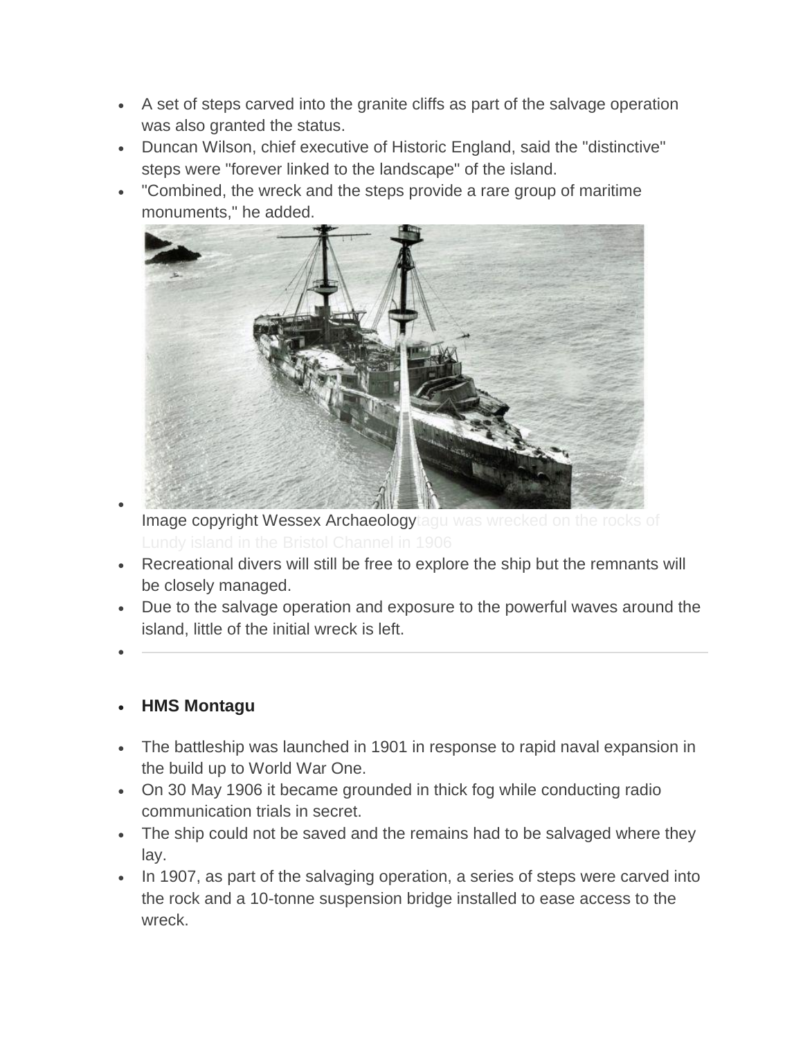- A set of steps carved into the granite cliffs as part of the salvage operation was also granted the status.
- Duncan Wilson, chief executive of Historic England, said the "distinctive" steps were "forever linked to the landscape" of the island.
- "Combined, the wreck and the steps provide a rare group of maritime monuments," he added.
- Image copyright Wessex Archaeologytagu was wrecked on the rocks of Lundy island in the Bristol Channel in 1906
- Recreational divers will still be free to explore the ship but the remnants will be closely managed.
- Due to the salvage operation and exposure to the powerful waves around the island, little of the initial wreck is left.

---

- **HMS Montagu**

- The battleship was launched in 1901 in response to rapid naval expansion in the build up to World War One.
- On 30 May 1906 it became grounded in thick fog while conducting radio communication trials in secret.
- The ship could not be saved and the remains had to be salvaged where they lay.
- In 1907, as part of the salvaging operation, a series of steps were carved into the rock and a 10-tonne suspension bridge installed to ease access to the wreck.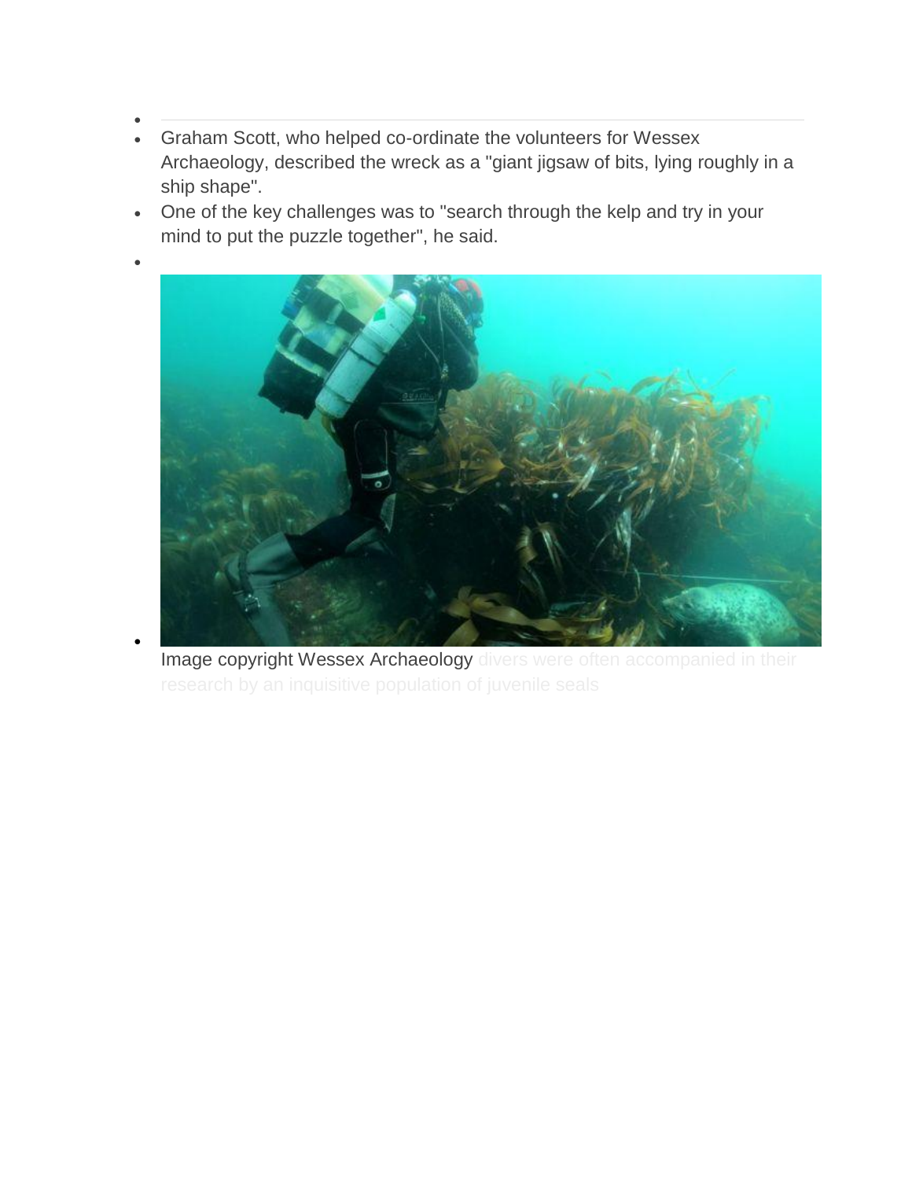- Graham Scott, who helped co-ordinate the volunteers for Wessex Archaeology, described the wreck as a "giant jigsaw of bits, lying roughly in a ship shape".
- One of the key challenges was to "search through the kelp and try in your mind to put the puzzle together", he said.

Image copyright Wessex Archaeology divers were often accompanied in their research by an inquisitive population of juvenile seals